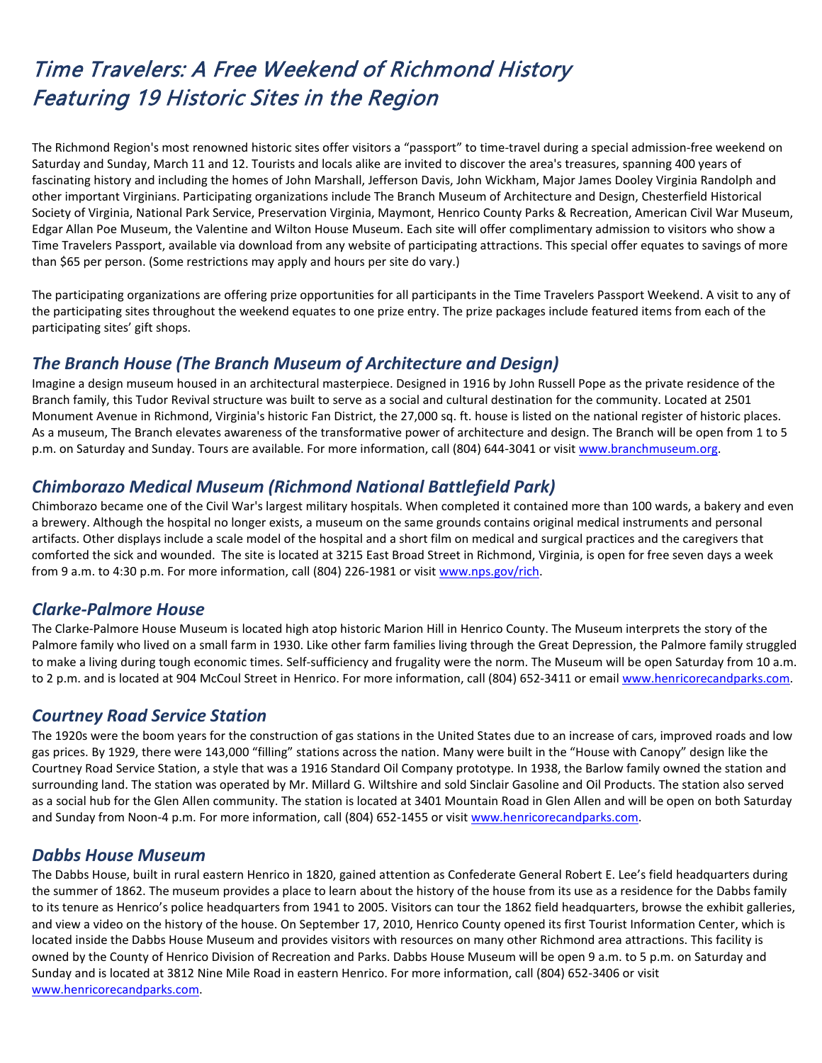# Time Travelers: A Free Weekend of Richmond History Featuring 19 Historic Sites in the Region

The Richmond Region's most renowned historic sites offer visitors a "passport" to time-travel during a special admission-free weekend on Saturday and Sunday, March 11 and 12. Tourists and locals alike are invited to discover the area's treasures, spanning 400 years of fascinating history and including the homes of John Marshall, Jefferson Davis, John Wickham, Major James Dooley Virginia Randolph and other important Virginians. Participating organizations include The Branch Museum of Architecture and Design, Chesterfield Historical Society of Virginia, National Park Service, Preservation Virginia, Maymont, Henrico County Parks & Recreation, American Civil War Museum, Edgar Allan Poe Museum, the Valentine and Wilton House Museum. Each site will offer complimentary admission to visitors who show a Time Travelers Passport, available via download from any website of participating attractions. This special offer equates to savings of more than $65 per person. (Some restrictions may apply and hours per site do vary.)

The participating organizations are offering prize opportunities for all participants in the Time Travelers Passport Weekend. A visit to any of the participating sites throughout the weekend equates to one prize entry. The prize packages include featured items from each of the participating sites' gift shops.

## *The Branch House (The Branch Museum of Architecture and Design)*

Imagine a design museum housed in an architectural masterpiece. Designed in 1916 by John Russell Pope as the private residence of the Branch family, this Tudor Revival structure was built to serve as a social and cultural destination for the community. Located at 2501 Monument Avenue in Richmond, Virginia's historic Fan District, the 27,000 sq. ft. house is listed on the national register of historic places. As a museum, The Branch elevates awareness of the transformative power of architecture and design. The Branch will be open from 1 to 5 p.m. on Saturday and Sunday. Tours are available. For more information, call (804) 644-3041 or visit www.branchmuseum.org.

## *Chimborazo Medical Museum (Richmond National Battlefield Park)*

Chimborazo became one of the Civil War's largest military hospitals. When completed it contained more than 100 wards, a bakery and even a brewery. Although the hospital no longer exists, a museum on the same grounds contains original medical instruments and personal artifacts. Other displays include a scale model of the hospital and a short film on medical and surgical practices and the caregivers that comforted the sick and wounded. The site is located at 3215 East Broad Street in Richmond, Virginia, is open for free seven days a week from 9 a.m. to 4:30 p.m. For more information, call (804) 226-1981 or visit www.nps.gov/rich.

## *Clarke-Palmore House*

The Clarke-Palmore House Museum is located high atop historic Marion Hill in Henrico County. The Museum interprets the story of the Palmore family who lived on a small farm in 1930. Like other farm families living through the Great Depression, the Palmore family struggled to make a living during tough economic times. Self-sufficiency and frugality were the norm. The Museum will be open Saturday from 10 a.m. to 2 p.m. and is located at 904 McCoul Street in Henrico. For more information, call (804) 652-3411 or email www.henricorecandparks.com.

## *Courtney Road Service Station*

The 1920s were the boom years for the construction of gas stations in the United States due to an increase of cars, improved roads and low gas prices. By 1929, there were 143,000 "filling" stations across the nation. Many were built in the "House with Canopy" design like the Courtney Road Service Station, a style that was a 1916 Standard Oil Company prototype. In 1938, the Barlow family owned the station and surrounding land. The station was operated by Mr. Millard G. Wiltshire and sold Sinclair Gasoline and Oil Products. The station also served as a social hub for the Glen Allen community. The station is located at 3401 Mountain Road in Glen Allen and will be open on both Saturday and Sunday from Noon-4 p.m. For more information, call (804) 652-1455 or visit www.henricorecandparks.com.

## *Dabbs House Museum*

The Dabbs House, built in rural eastern Henrico in 1820, gained attention as Confederate General Robert E. Lee's field headquarters during the summer of 1862. The museum provides a place to learn about the history of the house from its use as a residence for the Dabbs family to its tenure as Henrico's police headquarters from 1941 to 2005. Visitors can tour the 1862 field headquarters, browse the exhibit galleries, and view a video on the history of the house. On September 17, 2010, Henrico County opened its first Tourist Information Center, which is located inside the Dabbs House Museum and provides visitors with resources on many other Richmond area attractions. This facility is owned by the County of Henrico Division of Recreation and Parks. Dabbs House Museum will be open 9 a.m. to 5 p.m. on Saturday and Sunday and is located at 3812 Nine Mile Road in eastern Henrico. For more information, call (804) 652-3406 or visit www.henricorecandparks.com.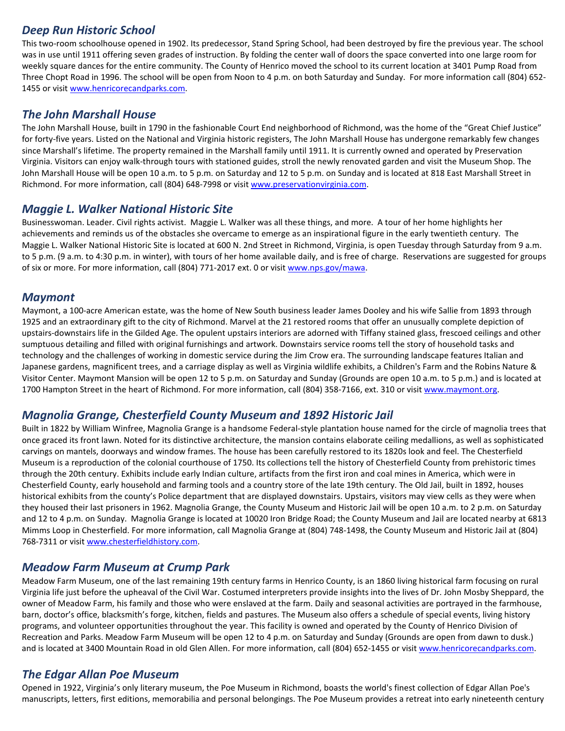## *Deep Run Historic School*

This two-room schoolhouse opened in 1902. Its predecessor, Stand Spring School, had been destroyed by fire the previous year. The school was in use until 1911 offering seven grades of instruction. By folding the center wall of doors the space converted into one large room for weekly square dances for the entire community. The County of Henrico moved the school to its current location at 3401 Pump Road from Three Chopt Road in 1996. The school will be open from Noon to 4 p.m. on both Saturday and Sunday. For more information call (804) 652-1455 or visit [www.henricorecandparks.com](http://www.henricorecandparks.com).

## *The John Marshall House*

The John Marshall House, built in 1790 in the fashionable Court End neighborhood of Richmond, was the home of the "Great Chief Justice" for forty-five years. Listed on the National and Virginia historic registers, The John Marshall House has undergone remarkably few changes since Marshall's lifetime. The property remained in the Marshall family until 1911. It is currently owned and operated by Preservation Virginia. Visitors can enjoy walk-through tours with stationed guides, stroll the newly renovated garden and visit the Museum Shop. The John Marshall House will be open 10 a.m. to 5 p.m. on Saturday and 12 to 5 p.m. on Sunday and is located at 818 East Marshall Street in Richmond. For more information, call (804) 648-7998 or visit [www.preservationvirginia.com](http://www.preservationvirginia.com).

## *Maggie L. Walker National Historic Site*

Businesswoman. Leader. Civil rights activist. Maggie L. Walker was all these things, and more. A tour of her home highlights her achievements and reminds us of the obstacles she overcame to emerge as an inspirational figure in the early twentieth century. The Maggie L. Walker National Historic Site is located at 600 N. 2nd Street in Richmond, Virginia, is open Tuesday through Saturday from 9 a.m. to 5 p.m. (9 a.m. to 4:30 p.m. in winter), with tours of her home available daily, and is free of charge. Reservations are suggested for groups of six or more. For more information, call (804) 771-2017 ext. 0 or visit [www.nps.gov/mawa](http://www.nps.gov/mawa).

## *Maymont*

Maymont, a 100-acre American estate, was the home of New South business leader James Dooley and his wife Sallie from 1893 through 1925 and an extraordinary gift to the city of Richmond. Marvel at the 21 restored rooms that offer an unusually complete depiction of upstairs-downstairs life in the Gilded Age. The opulent upstairs interiors are adorned with Tiffany stained glass, frescoed ceilings and other sumptuous detailing and filled with original furnishings and artwork. Downstairs service rooms tell the story of household tasks and technology and the challenges of working in domestic service during the Jim Crow era. The surrounding landscape features Italian and Japanese gardens, magnificent trees, and a carriage display as well as Virginia wildlife exhibits, a Children's Farm and the Robins Nature & Visitor Center. Maymont Mansion will be open 12 to 5 p.m. on Saturday and Sunday (Grounds are open 10 a.m. to 5 p.m.) and is located at 1700 Hampton Street in the heart of Richmond. For more information, call (804) 358-7166, ext. 310 or visit [www.maymont.org](http://www.maymont.org).

## *Magnolia Grange, Chesterfield County Museum and 1892 Historic Jail*

Built in 1822 by William Winfree, Magnolia Grange is a handsome Federal-style plantation house named for the circle of magnolia trees that once graced its front lawn. Noted for its distinctive architecture, the mansion contains elaborate ceiling medallions, as well as sophisticated carvings on mantels, doorways and window frames. The house has been carefully restored to its 1820s look and feel. The Chesterfield Museum is a reproduction of the colonial courthouse of 1750. Its collections tell the history of Chesterfield County from prehistoric times through the 20th century. Exhibits include early Indian culture, artifacts from the first iron and coal mines in America, which were in Chesterfield County, early household and farming tools and a country store of the late 19th century. The Old Jail, built in 1892, houses historical exhibits from the county's Police department that are displayed downstairs. Upstairs, visitors may view cells as they were when they housed their last prisoners in 1962. Magnolia Grange, the County Museum and Historic Jail will be open 10 a.m. to 2 p.m. on Saturday and 12 to 4 p.m. on Sunday. Magnolia Grange is located at 10020 Iron Bridge Road; the County Museum and Jail are located nearby at 6813 Mimms Loop in Chesterfield. For more information, call Magnolia Grange at (804) 748-1498, the County Museum and Historic Jail at (804) 768-7311 or visit [www.chesterfieldhistory.com](http://www.chesterfieldhistory.com).

## *Meadow Farm Museum at Crump Park*

Meadow Farm Museum, one of the last remaining 19th century farms in Henrico County, is an 1860 living historical farm focusing on rural Virginia life just before the upheaval of the Civil War. Costumed interpreters provide insights into the lives of Dr. John Mosby Sheppard, the owner of Meadow Farm, his family and those who were enslaved at the farm. Daily and seasonal activities are portrayed in the farmhouse, barn, doctor's office, blacksmith's forge, kitchen, fields and pastures. The Museum also offers a schedule of special events, living history programs, and volunteer opportunities throughout the year. This facility is owned and operated by the County of Henrico Division of Recreation and Parks. Meadow Farm Museum will be open 12 to 4 p.m. on Saturday and Sunday (Grounds are open from dawn to dusk.) and is located at 3400 Mountain Road in old Glen Allen. For more information, call (804) 652-1455 or visit [www.henricorecandparks.com](http://www.henricorecandparks.com).

## *The Edgar Allan Poe Museum*

Opened in 1922, Virginia's only literary museum, the Poe Museum in Richmond, boasts the world's finest collection of Edgar Allan Poe's manuscripts, letters, first editions, memorabilia and personal belongings. The Poe Museum provides a retreat into early nineteenth century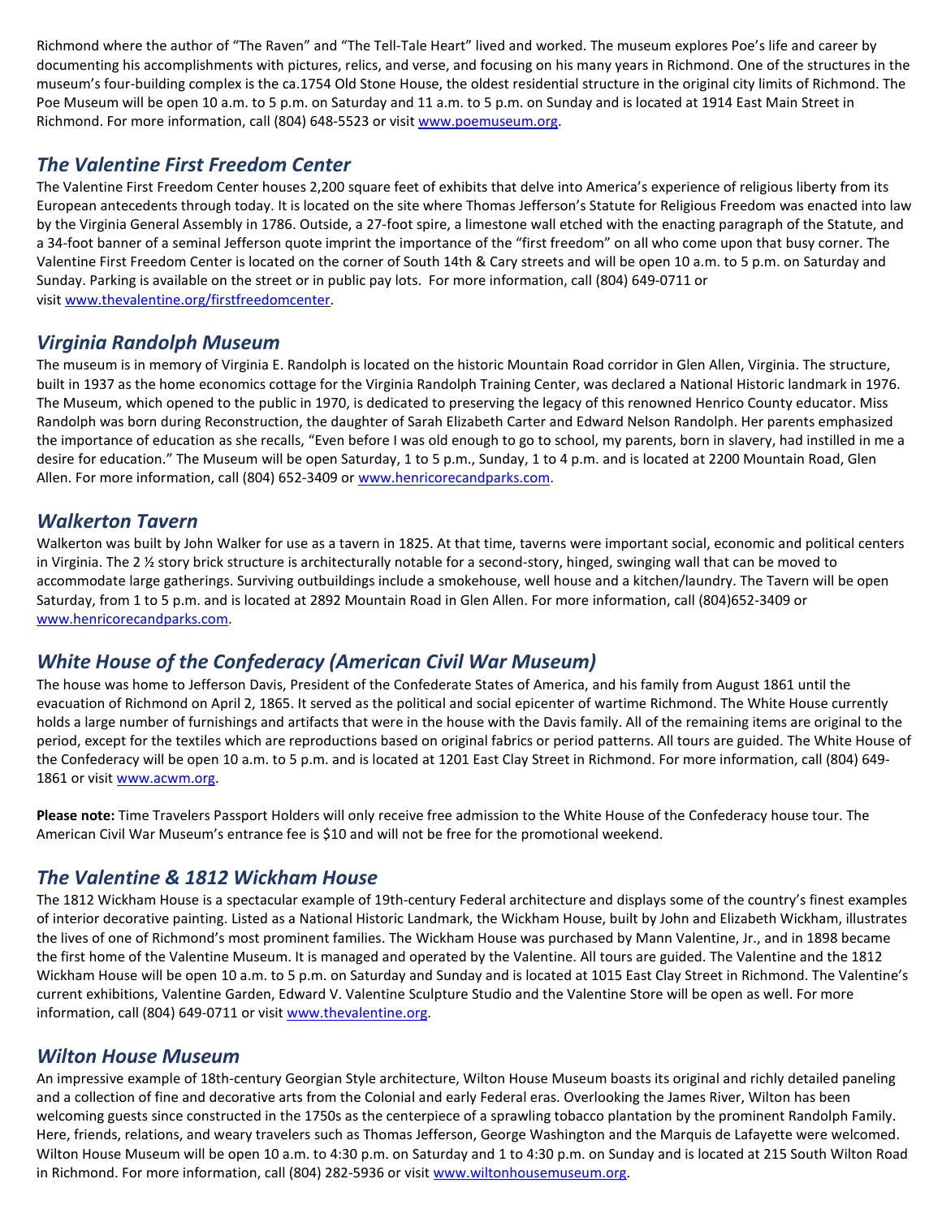Richmond where the author of "The Raven" and "The Tell-Tale Heart" lived and worked. The museum explores Poe's life and career by documenting his accomplishments with pictures, relics, and verse, and focusing on his many years in Richmond. One of the structures in the museum's four-building complex is the ca.1754 Old Stone House, the oldest residential structure in the original city limits of Richmond. The Poe Museum will be open 10 a.m. to 5 p.m. on Saturday and 11 a.m. to 5 p.m. on Sunday and is located at 1914 East Main Street in Richmond. For more information, call (804) 648-5523 or visit www.poemuseum.org.

## *The Valentine First Freedom Center*

The Valentine First Freedom Center houses 2,200 square feet of exhibits that delve into America's experience of religious liberty from its European antecedents through today. It is located on the site where Thomas Jefferson's Statute for Religious Freedom was enacted into law by the Virginia General Assembly in 1786. Outside, a 27-foot spire, a limestone wall etched with the enacting paragraph of the Statute, and a 34-foot banner of a seminal Jefferson quote imprint the importance of the "first freedom" on all who come upon that busy corner. The Valentine First Freedom Center is located on the corner of South 14th & Cary streets and will be open 10 a.m. to 5 p.m. on Saturday and Sunday. Parking is available on the street or in public pay lots. For more information, call (804) 649-0711 or visit www.thevalentine.org/firstfreedomcenter.

## *Virginia Randolph Museum*

The museum is in memory of Virginia E. Randolph is located on the historic Mountain Road corridor in Glen Allen, Virginia. The structure, built in 1937 as the home economics cottage for the Virginia Randolph Training Center, was declared a National Historic landmark in 1976. The Museum, which opened to the public in 1970, is dedicated to preserving the legacy of this renowned Henrico County educator. Miss Randolph was born during Reconstruction, the daughter of Sarah Elizabeth Carter and Edward Nelson Randolph. Her parents emphasized the importance of education as she recalls, "Even before I was old enough to go to school, my parents, born in slavery, had instilled in me a desire for education." The Museum will be open Saturday, 1 to 5 p.m., Sunday, 1 to 4 p.m. and is located at 2200 Mountain Road, Glen Allen. For more information, call (804) 652-3409 or www.henricorecandparks.com.

## *Walkerton Tavern*

Walkerton was built by John Walker for use as a tavern in 1825. At that time, taverns were important social, economic and political centers in Virginia. The 2 ½ story brick structure is architecturally notable for a second-story, hinged, swinging wall that can be moved to accommodate large gatherings. Surviving outbuildings include a smokehouse, well house and a kitchen/laundry. The Tavern will be open Saturday, from 1 to 5 p.m. and is located at 2892 Mountain Road in Glen Allen. For more information, call (804)652-3409 or www.henricorecandparks.com.

## *White House of the Confederacy (American Civil War Museum)*

The house was home to Jefferson Davis, President of the Confederate States of America, and his family from August 1861 until the evacuation of Richmond on April 2, 1865. It served as the political and social epicenter of wartime Richmond. The White House currently holds a large number of furnishings and artifacts that were in the house with the Davis family. All of the remaining items are original to the period, except for the textiles which are reproductions based on original fabrics or period patterns. All tours are guided. The White House of the Confederacy will be open 10 a.m. to 5 p.m. and is located at 1201 East Clay Street in Richmond. For more information, call (804) 649-1861 or visit www.acwm.org.

**Please note:** Time Travelers Passport Holders will only receive free admission to the White House of the Confederacy house tour. The American Civil War Museum's entrance fee is $10 and will not be free for the promotional weekend.

## *The Valentine & 1812 Wickham House*

The 1812 Wickham House is a spectacular example of 19th-century Federal architecture and displays some of the country's finest examples of interior decorative painting. Listed as a National Historic Landmark, the Wickham House, built by John and Elizabeth Wickham, illustrates the lives of one of Richmond's most prominent families. The Wickham House was purchased by Mann Valentine, Jr., and in 1898 became the first home of the Valentine Museum. It is managed and operated by the Valentine. All tours are guided. The Valentine and the 1812 Wickham House will be open 10 a.m. to 5 p.m. on Saturday and Sunday and is located at 1015 East Clay Street in Richmond. The Valentine's current exhibitions, Valentine Garden, Edward V. Valentine Sculpture Studio and the Valentine Store will be open as well. For more information, call (804) 649-0711 or visit www.thevalentine.org.

## *Wilton House Museum*

An impressive example of 18th-century Georgian Style architecture, Wilton House Museum boasts its original and richly detailed paneling and a collection of fine and decorative arts from the Colonial and early Federal eras. Overlooking the James River, Wilton has been welcoming guests since constructed in the 1750s as the centerpiece of a sprawling tobacco plantation by the prominent Randolph Family. Here, friends, relations, and weary travelers such as Thomas Jefferson, George Washington and the Marquis de Lafayette were welcomed. Wilton House Museum will be open 10 a.m. to 4:30 p.m. on Saturday and 1 to 4:30 p.m. on Sunday and is located at 215 South Wilton Road in Richmond. For more information, call (804) 282-5936 or visit www.wiltonhousemuseum.org.